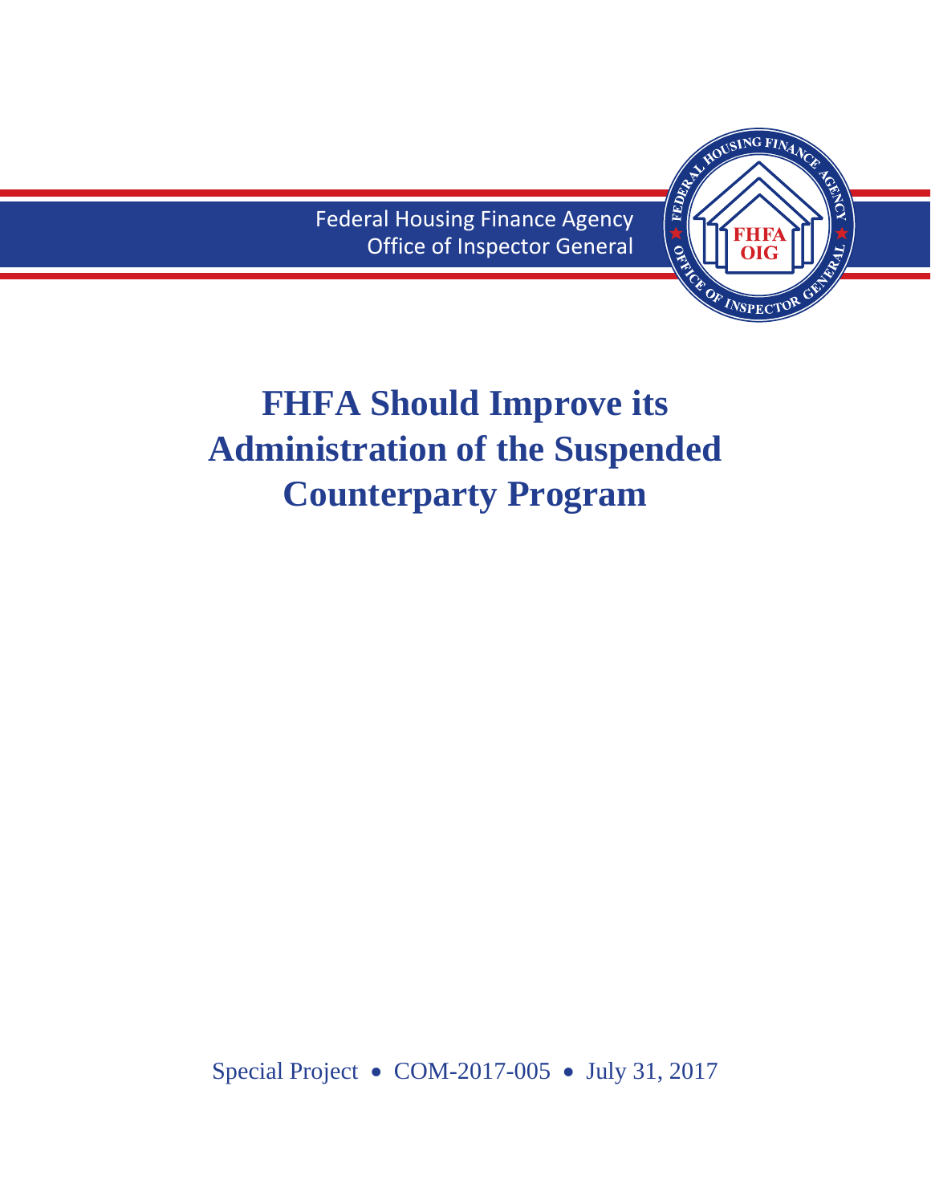Federal Housing Finance Agency
Office of Inspector General

# FHFA Should Improve its Administration of the Suspended Counterparty Program

Special Project • COM-2017-005 • July 31, 2017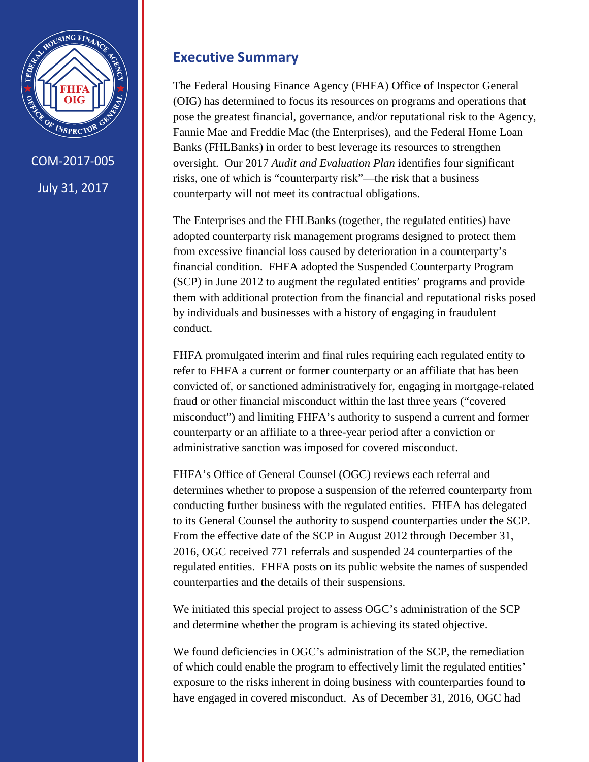COM-2017-005

July 31, 2017

## Executive Summary

The Federal Housing Finance Agency (FHFA) Office of Inspector General (OIG) has determined to focus its resources on programs and operations that pose the greatest financial, governance, and/or reputational risk to the Agency, Fannie Mae and Freddie Mac (the Enterprises), and the Federal Home Loan Banks (FHLBanks) in order to best leverage its resources to strengthen oversight. Our 2017 *Audit and Evaluation Plan* identifies four significant risks, one of which is "counterparty risk"—the risk that a business counterparty will not meet its contractual obligations.

The Enterprises and the FHLBanks (together, the regulated entities) have adopted counterparty risk management programs designed to protect them from excessive financial loss caused by deterioration in a counterparty's financial condition. FHFA adopted the Suspended Counterparty Program (SCP) in June 2012 to augment the regulated entities' programs and provide them with additional protection from the financial and reputational risks posed by individuals and businesses with a history of engaging in fraudulent conduct.

FHFA promulgated interim and final rules requiring each regulated entity to refer to FHFA a current or former counterparty or an affiliate that has been convicted of, or sanctioned administratively for, engaging in mortgage-related fraud or other financial misconduct within the last three years ("covered misconduct") and limiting FHFA's authority to suspend a current and former counterparty or an affiliate to a three-year period after a conviction or administrative sanction was imposed for covered misconduct.

FHFA's Office of General Counsel (OGC) reviews each referral and determines whether to propose a suspension of the referred counterparty from conducting further business with the regulated entities. FHFA has delegated to its General Counsel the authority to suspend counterparties under the SCP. From the effective date of the SCP in August 2012 through December 31, 2016, OGC received 771 referrals and suspended 24 counterparties of the regulated entities. FHFA posts on its public website the names of suspended counterparties and the details of their suspensions.

We initiated this special project to assess OGC's administration of the SCP and determine whether the program is achieving its stated objective.

We found deficiencies in OGC's administration of the SCP, the remediation of which could enable the program to effectively limit the regulated entities' exposure to the risks inherent in doing business with counterparties found to have engaged in covered misconduct. As of December 31, 2016, OGC had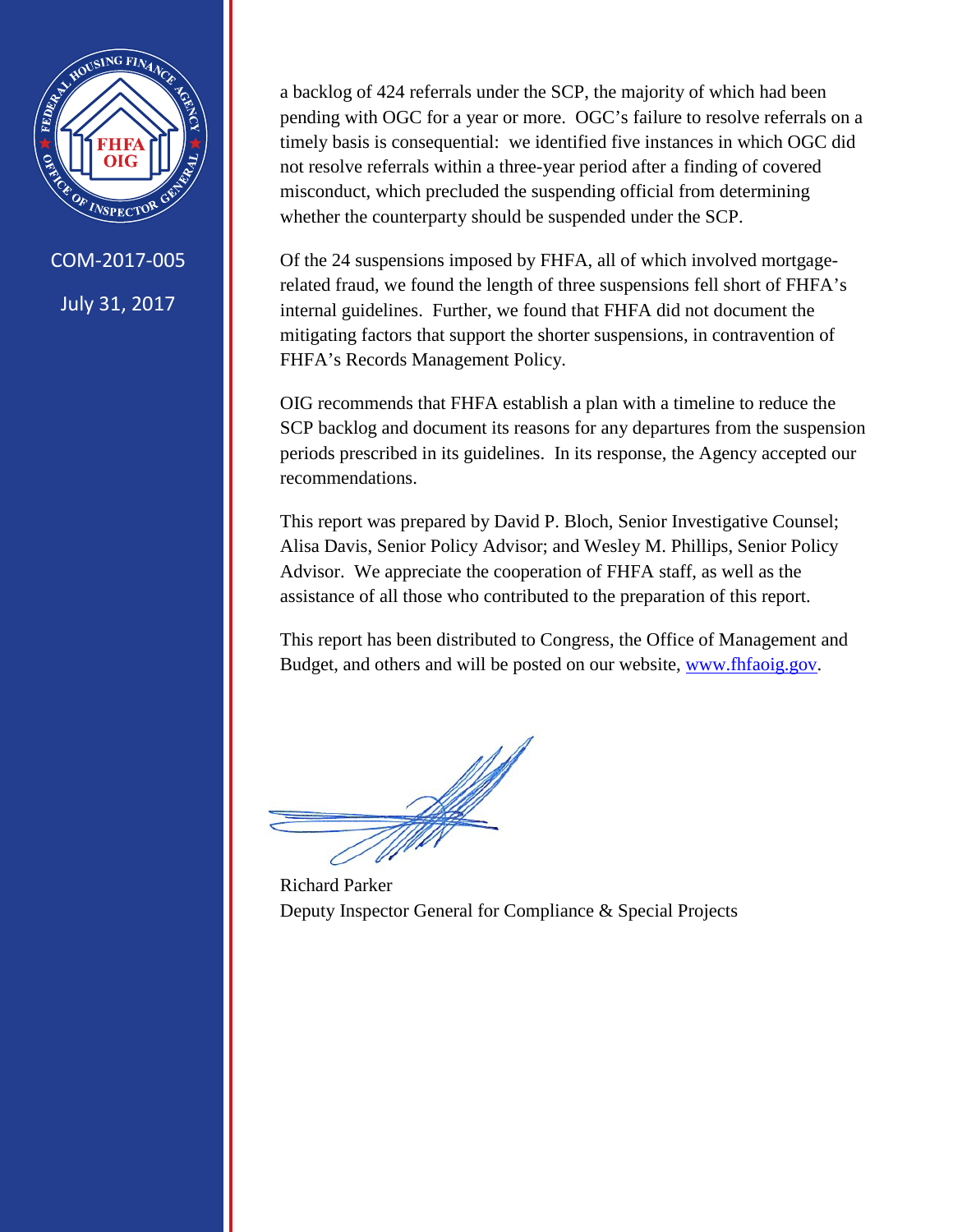a backlog of 424 referrals under the SCP, the majority of which had been pending with OGC for a year or more. OGC's failure to resolve referrals on a timely basis is consequential: we identified five instances in which OGC did not resolve referrals within a three-year period after a finding of covered misconduct, which precluded the suspending official from determining whether the counterparty should be suspended under the SCP.

Of the 24 suspensions imposed by FHFA, all of which involved mortgage-related fraud, we found the length of three suspensions fell short of FHFA's internal guidelines. Further, we found that FHFA did not document the mitigating factors that support the shorter suspensions, in contravention of FHFA's Records Management Policy.

OIG recommends that FHFA establish a plan with a timeline to reduce the SCP backlog and document its reasons for any departures from the suspension periods prescribed in its guidelines. In its response, the Agency accepted our recommendations.

This report was prepared by David P. Bloch, Senior Investigative Counsel; Alisa Davis, Senior Policy Advisor; and Wesley M. Phillips, Senior Policy Advisor. We appreciate the cooperation of FHFA staff, as well as the assistance of all those who contributed to the preparation of this report.

This report has been distributed to Congress, the Office of Management and Budget, and others and will be posted on our website, [www.fhfaoig.gov](http://www.fhfaoig.gov).

Richard Parker
Deputy Inspector General for Compliance & Special Projects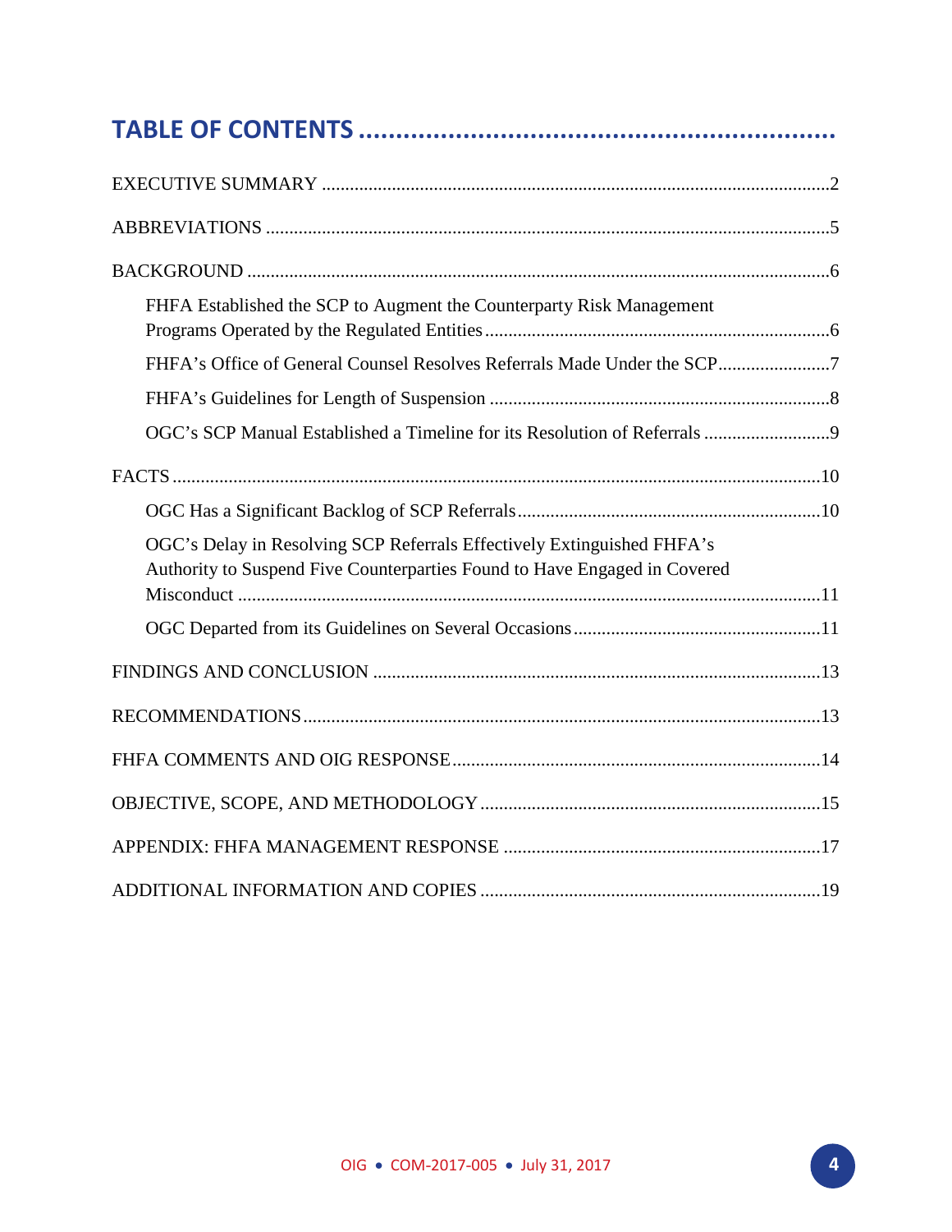# TABLE OF CONTENTS

EXECUTIVE SUMMARY .......... 2

ABBREVIATIONS .......... 5

BACKGROUND .......... 6

- FHFA Established the SCP to Augment the Counterparty Risk Management Programs Operated by the Regulated Entities .......... 6
- FHFA's Office of General Counsel Resolves Referrals Made Under the SCP .......... 7
- FHFA's Guidelines for Length of Suspension .......... 8
- OGC's SCP Manual Established a Timeline for its Resolution of Referrals .......... 9

FACTS .......... 10

- OGC Has a Significant Backlog of SCP Referrals .......... 10
- OGC's Delay in Resolving SCP Referrals Effectively Extinguished FHFA's Authority to Suspend Five Counterparties Found to Have Engaged in Covered Misconduct .......... 11
- OGC Departed from its Guidelines on Several Occasions .......... 11

FINDINGS AND CONCLUSION .......... 13

RECOMMENDATIONS .......... 13

FHFA COMMENTS AND OIG RESPONSE .......... 14

OBJECTIVE, SCOPE, AND METHODOLOGY .......... 15

APPENDIX: FHFA MANAGEMENT RESPONSE .......... 17

ADDITIONAL INFORMATION AND COPIES .......... 19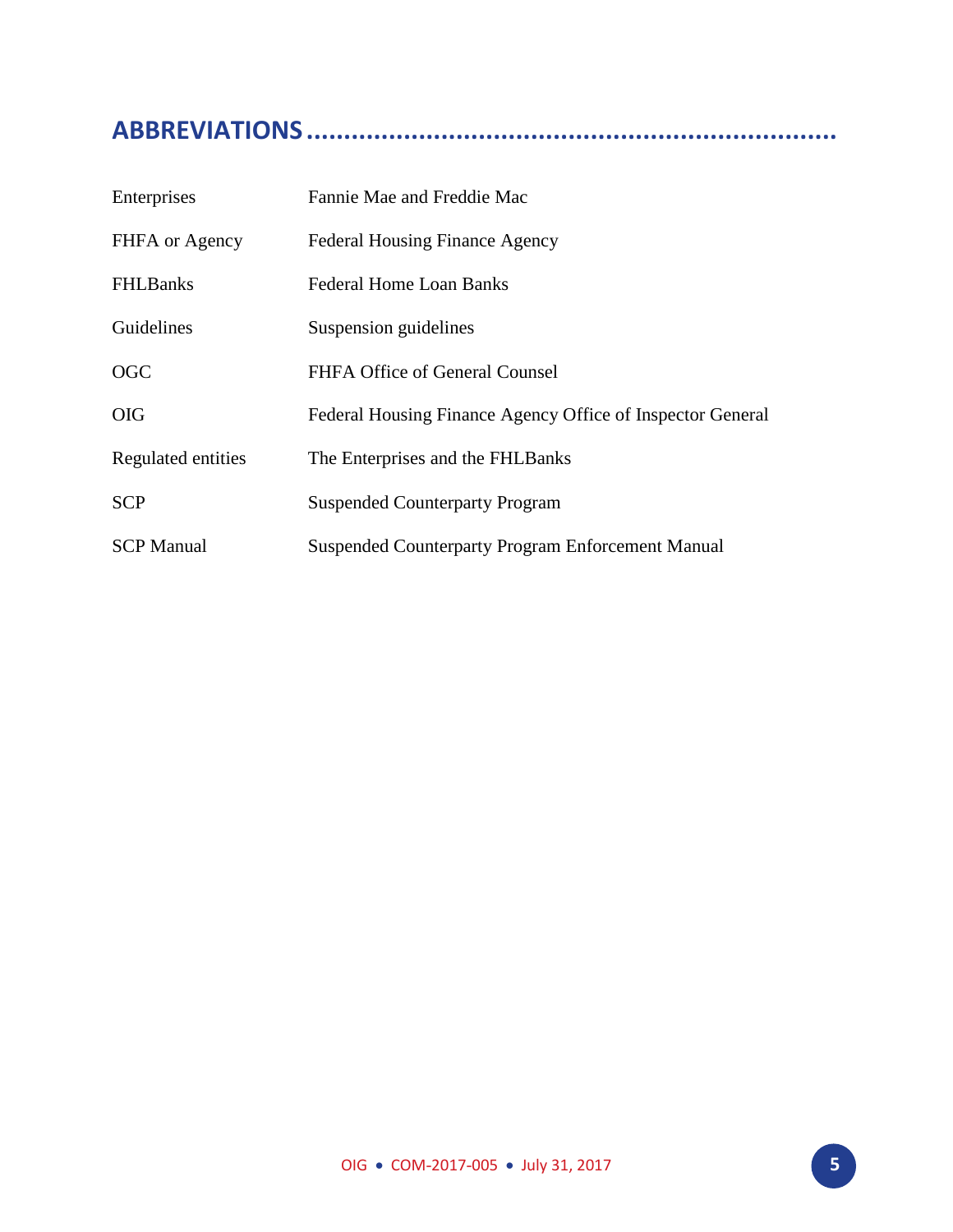## ABBREVIATIONS

| | |
|---|---|
| Enterprises | Fannie Mae and Freddie Mac |
| FHFA or Agency | Federal Housing Finance Agency |
| FHLBanks | Federal Home Loan Banks |
| Guidelines | Suspension guidelines |
| OGC | FHFA Office of General Counsel |
| OIG | Federal Housing Finance Agency Office of Inspector General |
| Regulated entities | The Enterprises and the FHLBanks |
| SCP | Suspended Counterparty Program |
| SCP Manual | Suspended Counterparty Program Enforcement Manual |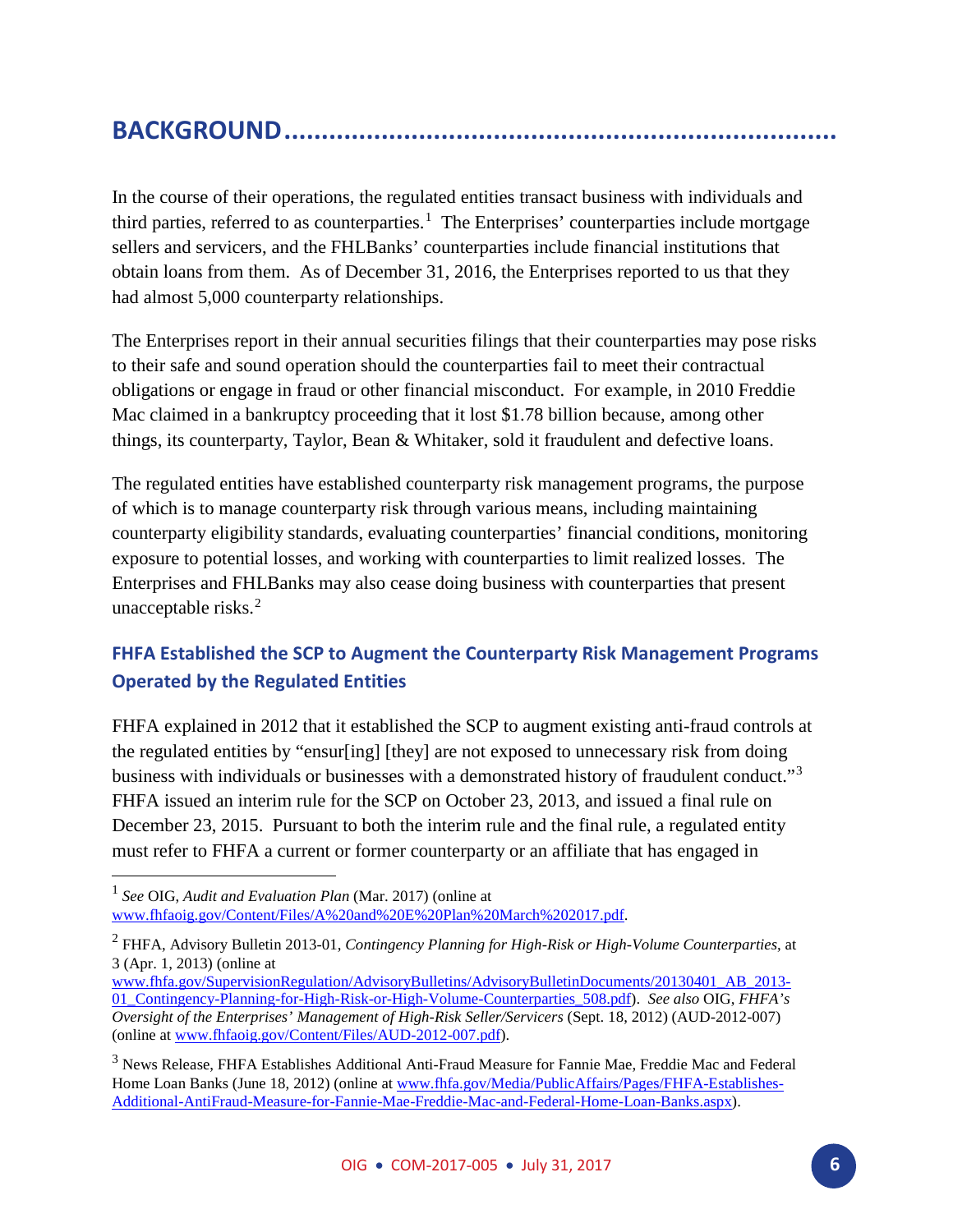# BACKGROUND

In the course of their operations, the regulated entities transact business with individuals and third parties, referred to as counterparties.[1] The Enterprises' counterparties include mortgage sellers and servicers, and the FHLBanks' counterparties include financial institutions that obtain loans from them. As of December 31, 2016, the Enterprises reported to us that they had almost 5,000 counterparty relationships.

The Enterprises report in their annual securities filings that their counterparties may pose risks to their safe and sound operation should the counterparties fail to meet their contractual obligations or engage in fraud or other financial misconduct. For example, in 2010 Freddie Mac claimed in a bankruptcy proceeding that it lost $1.78 billion because, among other things, its counterparty, Taylor, Bean & Whitaker, sold it fraudulent and defective loans.

The regulated entities have established counterparty risk management programs, the purpose of which is to manage counterparty risk through various means, including maintaining counterparty eligibility standards, evaluating counterparties' financial conditions, monitoring exposure to potential losses, and working with counterparties to limit realized losses. The Enterprises and FHLBanks may also cease doing business with counterparties that present unacceptable risks.[2]

## FHFA Established the SCP to Augment the Counterparty Risk Management Programs Operated by the Regulated Entities

FHFA explained in 2012 that it established the SCP to augment existing anti-fraud controls at the regulated entities by "ensur[ing] [they] are not exposed to unnecessary risk from doing business with individuals or businesses with a demonstrated history of fraudulent conduct."[3] FHFA issued an interim rule for the SCP on October 23, 2013, and issued a final rule on December 23, 2015. Pursuant to both the interim rule and the final rule, a regulated entity must refer to FHFA a current or former counterparty or an affiliate that has engaged in

---

[1] *See* OIG, *Audit and Evaluation Plan* (Mar. 2017) (online at www.fhfaoig.gov/Content/Files/A%20and%20E%20Plan%20March%202017.pdf.

[2] FHFA, Advisory Bulletin 2013-01, *Contingency Planning for High-Risk or High-Volume Counterparties*, at 3 (Apr. 1, 2013) (online at www.fhfa.gov/SupervisionRegulation/AdvisoryBulletins/AdvisoryBulletinDocuments/20130401_AB_2013-01_Contingency-Planning-for-High-Risk-or-High-Volume-Counterparties_508.pdf). *See also* OIG, *FHFA's Oversight of the Enterprises' Management of High-Risk Seller/Servicers* (Sept. 18, 2012) (AUD-2012-007) (online at www.fhfaoig.gov/Content/Files/AUD-2012-007.pdf).

[3] News Release, FHFA Establishes Additional Anti-Fraud Measure for Fannie Mae, Freddie Mac and Federal Home Loan Banks (June 18, 2012) (online at www.fhfa.gov/Media/PublicAffairs/Pages/FHFA-Establishes-Additional-AntiFraud-Measure-for-Fannie-Mae-Freddie-Mac-and-Federal-Home-Loan-Banks.aspx).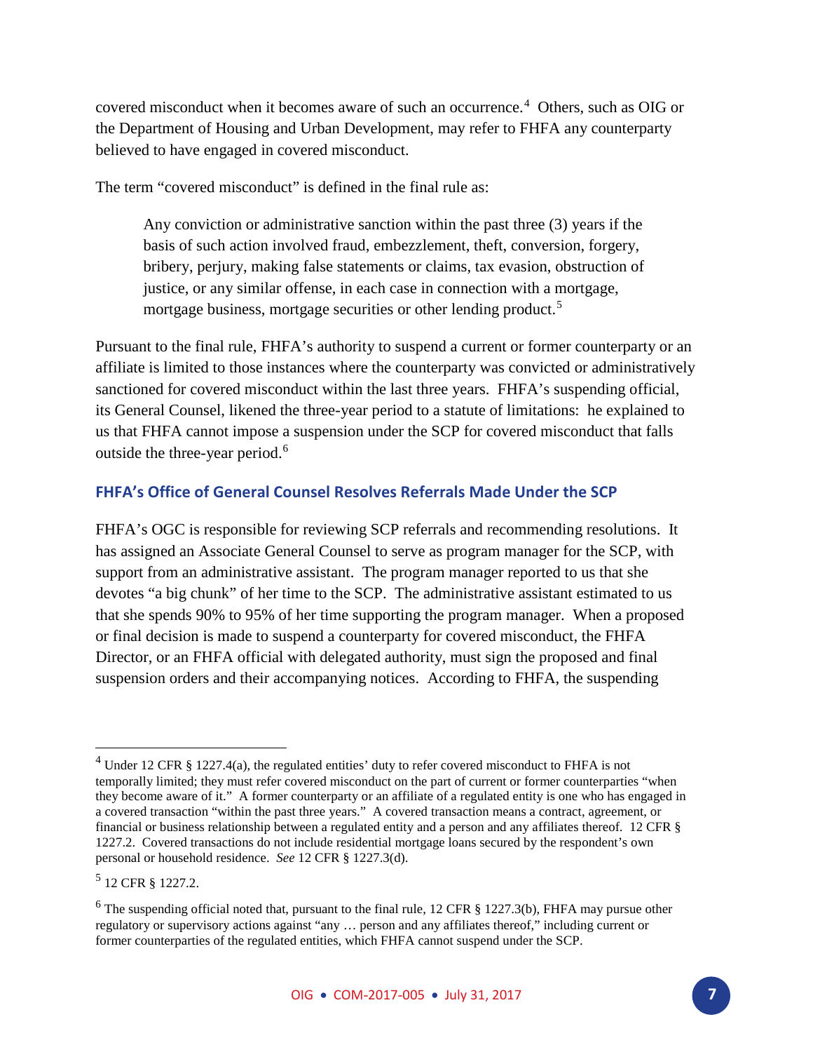covered misconduct when it becomes aware of such an occurrence.[4] Others, such as OIG or the Department of Housing and Urban Development, may refer to FHFA any counterparty believed to have engaged in covered misconduct.

The term "covered misconduct" is defined in the final rule as:

> Any conviction or administrative sanction within the past three (3) years if the basis of such action involved fraud, embezzlement, theft, conversion, forgery, bribery, perjury, making false statements or claims, tax evasion, obstruction of justice, or any similar offense, in each case in connection with a mortgage, mortgage business, mortgage securities or other lending product.[5]

Pursuant to the final rule, FHFA's authority to suspend a current or former counterparty or an affiliate is limited to those instances where the counterparty was convicted or administratively sanctioned for covered misconduct within the last three years. FHFA's suspending official, its General Counsel, likened the three-year period to a statute of limitations: he explained to us that FHFA cannot impose a suspension under the SCP for covered misconduct that falls outside the three-year period.[6]

### FHFA's Office of General Counsel Resolves Referrals Made Under the SCP

FHFA's OGC is responsible for reviewing SCP referrals and recommending resolutions. It has assigned an Associate General Counsel to serve as program manager for the SCP, with support from an administrative assistant. The program manager reported to us that she devotes "a big chunk" of her time to the SCP. The administrative assistant estimated to us that she spends 90% to 95% of her time supporting the program manager. When a proposed or final decision is made to suspend a counterparty for covered misconduct, the FHFA Director, or an FHFA official with delegated authority, must sign the proposed and final suspension orders and their accompanying notices. According to FHFA, the suspending

---

[4] Under 12 CFR § 1227.4(a), the regulated entities' duty to refer covered misconduct to FHFA is not temporally limited; they must refer covered misconduct on the part of current or former counterparties "when they become aware of it." A former counterparty or an affiliate of a regulated entity is one who has engaged in a covered transaction "within the past three years." A covered transaction means a contract, agreement, or financial or business relationship between a regulated entity and a person and any affiliates thereof. 12 CFR § 1227.2. Covered transactions do not include residential mortgage loans secured by the respondent's own personal or household residence. *See* 12 CFR § 1227.3(d).

[5] 12 CFR § 1227.2.

[6] The suspending official noted that, pursuant to the final rule, 12 CFR § 1227.3(b), FHFA may pursue other regulatory or supervisory actions against "any … person and any affiliates thereof," including current or former counterparties of the regulated entities, which FHFA cannot suspend under the SCP.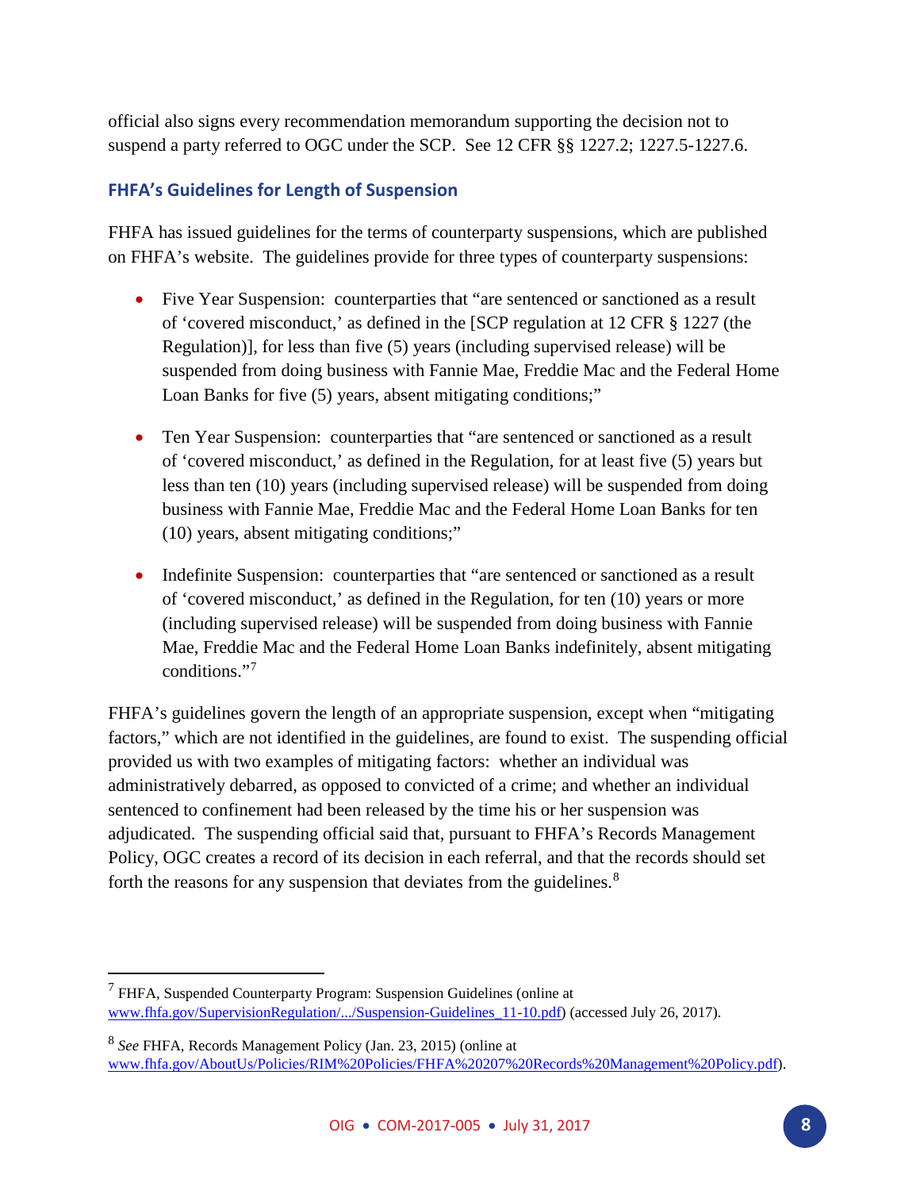official also signs every recommendation memorandum supporting the decision not to suspend a party referred to OGC under the SCP. See 12 CFR §§ 1227.2; 1227.5-1227.6.

### FHFA's Guidelines for Length of Suspension

FHFA has issued guidelines for the terms of counterparty suspensions, which are published on FHFA's website. The guidelines provide for three types of counterparty suspensions:

- Five Year Suspension: counterparties that "are sentenced or sanctioned as a result of 'covered misconduct,' as defined in the [SCP regulation at 12 CFR § 1227 (the Regulation)], for less than five (5) years (including supervised release) will be suspended from doing business with Fannie Mae, Freddie Mac and the Federal Home Loan Banks for five (5) years, absent mitigating conditions;"
- Ten Year Suspension: counterparties that "are sentenced or sanctioned as a result of 'covered misconduct,' as defined in the Regulation, for at least five (5) years but less than ten (10) years (including supervised release) will be suspended from doing business with Fannie Mae, Freddie Mac and the Federal Home Loan Banks for ten (10) years, absent mitigating conditions;"
- Indefinite Suspension: counterparties that "are sentenced or sanctioned as a result of 'covered misconduct,' as defined in the Regulation, for ten (10) years or more (including supervised release) will be suspended from doing business with Fannie Mae, Freddie Mac and the Federal Home Loan Banks indefinitely, absent mitigating conditions."[7]

FHFA's guidelines govern the length of an appropriate suspension, except when "mitigating factors," which are not identified in the guidelines, are found to exist. The suspending official provided us with two examples of mitigating factors: whether an individual was administratively debarred, as opposed to convicted of a crime; and whether an individual sentenced to confinement had been released by the time his or her suspension was adjudicated. The suspending official said that, pursuant to FHFA's Records Management Policy, OGC creates a record of its decision in each referral, and that the records should set forth the reasons for any suspension that deviates from the guidelines.[8]

---

[7] FHFA, Suspended Counterparty Program: Suspension Guidelines (online at www.fhfa.gov/SupervisionRegulation/.../Suspension-Guidelines_11-10.pdf) (accessed July 26, 2017).

[8] *See* FHFA, Records Management Policy (Jan. 23, 2015) (online at www.fhfa.gov/AboutUs/Policies/RIM%20Policies/FHFA%20207%20Records%20Management%20Policy.pdf).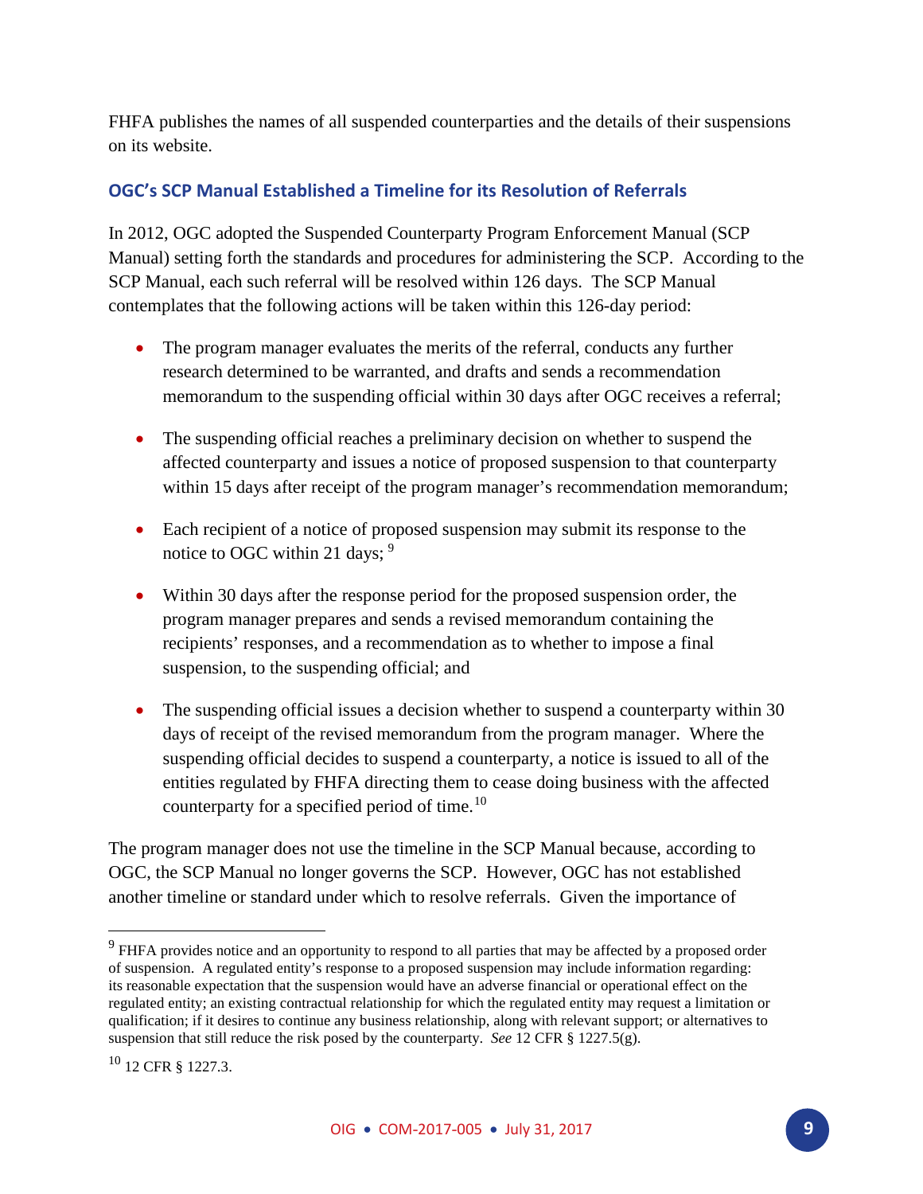FHFA publishes the names of all suspended counterparties and the details of their suspensions on its website.

### OGC's SCP Manual Established a Timeline for its Resolution of Referrals

In 2012, OGC adopted the Suspended Counterparty Program Enforcement Manual (SCP Manual) setting forth the standards and procedures for administering the SCP. According to the SCP Manual, each such referral will be resolved within 126 days. The SCP Manual contemplates that the following actions will be taken within this 126-day period:

- The program manager evaluates the merits of the referral, conducts any further research determined to be warranted, and drafts and sends a recommendation memorandum to the suspending official within 30 days after OGC receives a referral;
- The suspending official reaches a preliminary decision on whether to suspend the affected counterparty and issues a notice of proposed suspension to that counterparty within 15 days after receipt of the program manager's recommendation memorandum;
- Each recipient of a notice of proposed suspension may submit its response to the notice to OGC within 21 days; [9]
- Within 30 days after the response period for the proposed suspension order, the program manager prepares and sends a revised memorandum containing the recipients' responses, and a recommendation as to whether to impose a final suspension, to the suspending official; and
- The suspending official issues a decision whether to suspend a counterparty within 30 days of receipt of the revised memorandum from the program manager. Where the suspending official decides to suspend a counterparty, a notice is issued to all of the entities regulated by FHFA directing them to cease doing business with the affected counterparty for a specified period of time.[10]

The program manager does not use the timeline in the SCP Manual because, according to OGC, the SCP Manual no longer governs the SCP. However, OGC has not established another timeline or standard under which to resolve referrals. Given the importance of

---

[9] FHFA provides notice and an opportunity to respond to all parties that may be affected by a proposed order of suspension. A regulated entity's response to a proposed suspension may include information regarding: its reasonable expectation that the suspension would have an adverse financial or operational effect on the regulated entity; an existing contractual relationship for which the regulated entity may request a limitation or qualification; if it desires to continue any business relationship, along with relevant support; or alternatives to suspension that still reduce the risk posed by the counterparty. *See* 12 CFR § 1227.5(g).

[10] 12 CFR § 1227.3.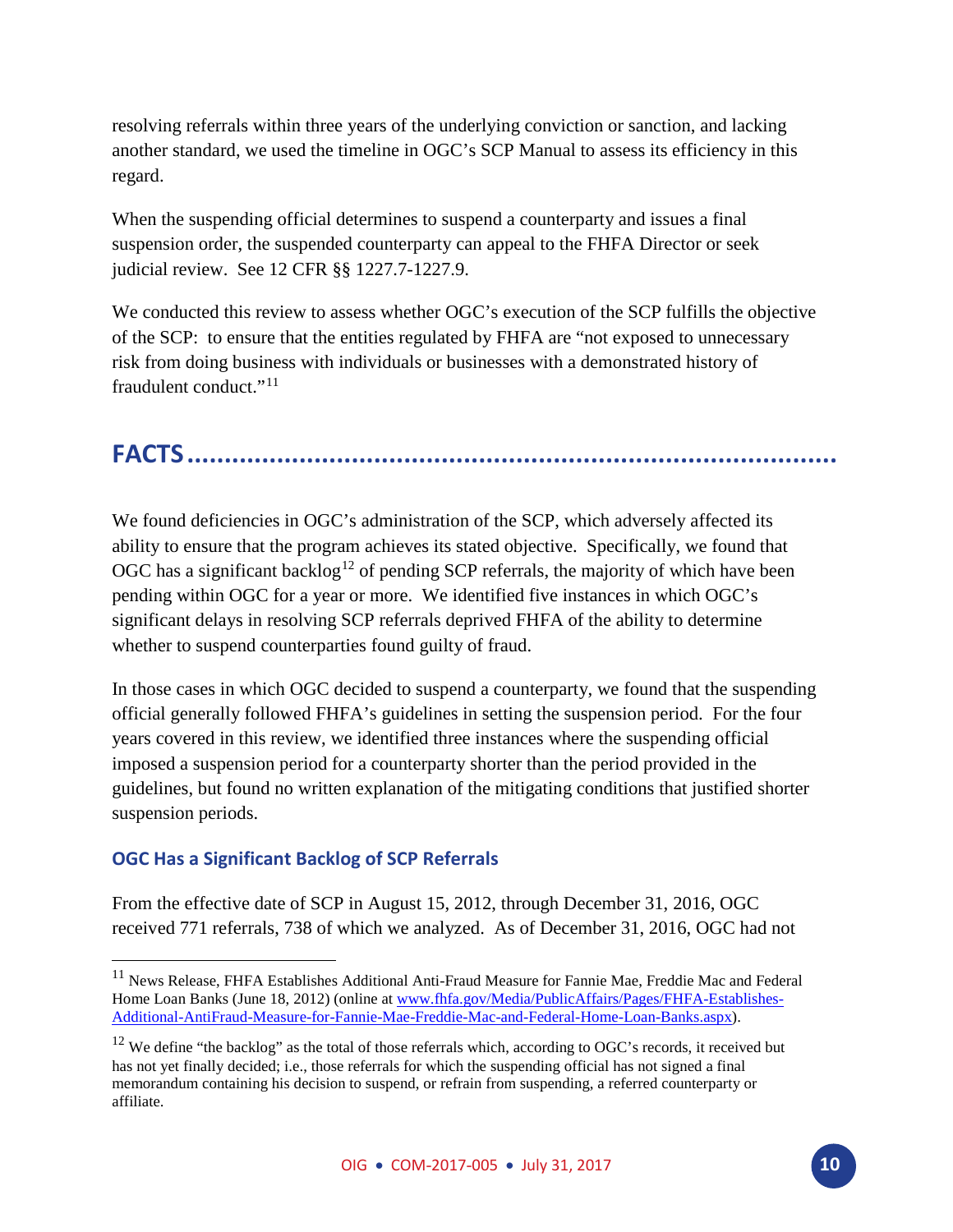resolving referrals within three years of the underlying conviction or sanction, and lacking another standard, we used the timeline in OGC's SCP Manual to assess its efficiency in this regard.

When the suspending official determines to suspend a counterparty and issues a final suspension order, the suspended counterparty can appeal to the FHFA Director or seek judicial review. See 12 CFR §§ 1227.7-1227.9.

We conducted this review to assess whether OGC's execution of the SCP fulfills the objective of the SCP: to ensure that the entities regulated by FHFA are "not exposed to unnecessary risk from doing business with individuals or businesses with a demonstrated history of fraudulent conduct."[11]

## FACTS

We found deficiencies in OGC's administration of the SCP, which adversely affected its ability to ensure that the program achieves its stated objective. Specifically, we found that OGC has a significant backlog[12] of pending SCP referrals, the majority of which have been pending within OGC for a year or more. We identified five instances in which OGC's significant delays in resolving SCP referrals deprived FHFA of the ability to determine whether to suspend counterparties found guilty of fraud.

In those cases in which OGC decided to suspend a counterparty, we found that the suspending official generally followed FHFA's guidelines in setting the suspension period. For the four years covered in this review, we identified three instances where the suspending official imposed a suspension period for a counterparty shorter than the period provided in the guidelines, but found no written explanation of the mitigating conditions that justified shorter suspension periods.

### OGC Has a Significant Backlog of SCP Referrals

From the effective date of SCP in August 15, 2012, through December 31, 2016, OGC received 771 referrals, 738 of which we analyzed. As of December 31, 2016, OGC had not

---

[11] News Release, FHFA Establishes Additional Anti-Fraud Measure for Fannie Mae, Freddie Mac and Federal Home Loan Banks (June 18, 2012) (online at [www.fhfa.gov/Media/PublicAffairs/Pages/FHFA-Establishes-Additional-AntiFraud-Measure-for-Fannie-Mae-Freddie-Mac-and-Federal-Home-Loan-Banks.aspx](www.fhfa.gov/Media/PublicAffairs/Pages/FHFA-Establishes-Additional-AntiFraud-Measure-for-Fannie-Mae-Freddie-Mac-and-Federal-Home-Loan-Banks.aspx)).

[12] We define "the backlog" as the total of those referrals which, according to OGC's records, it received but has not yet finally decided; i.e., those referrals for which the suspending official has not signed a final memorandum containing his decision to suspend, or refrain from suspending, a referred counterparty or affiliate.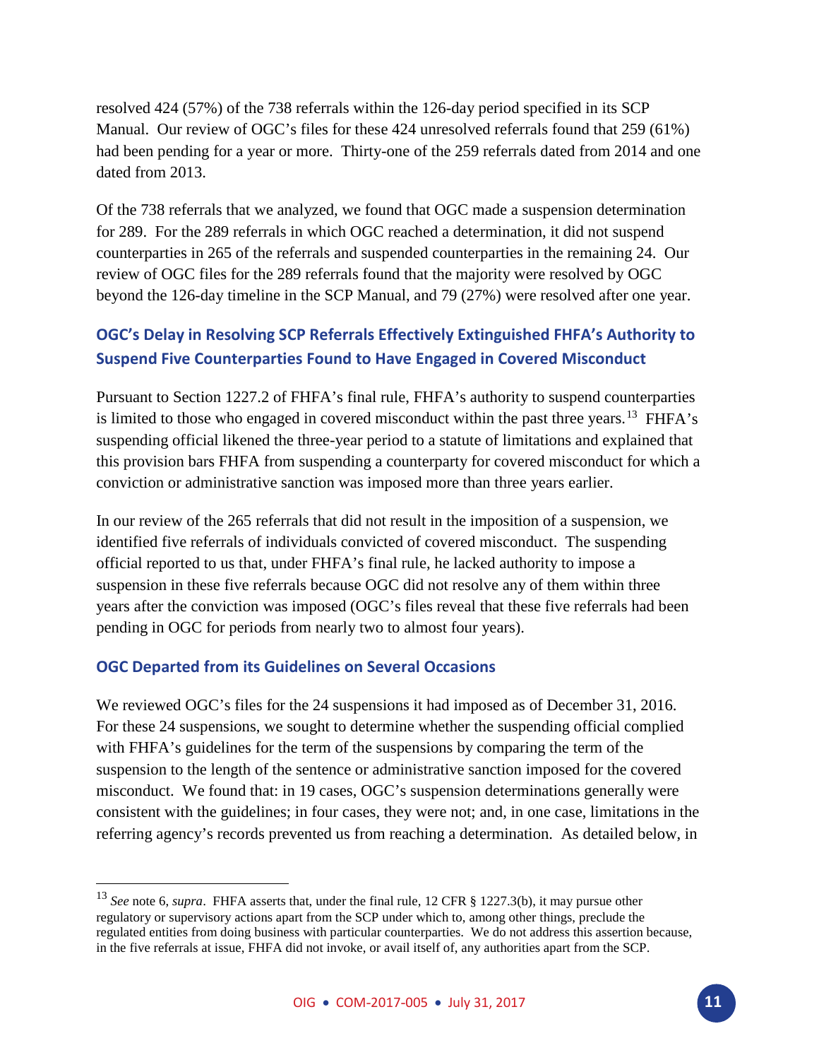resolved 424 (57%) of the 738 referrals within the 126-day period specified in its SCP Manual. Our review of OGC's files for these 424 unresolved referrals found that 259 (61%) had been pending for a year or more. Thirty-one of the 259 referrals dated from 2014 and one dated from 2013.

Of the 738 referrals that we analyzed, we found that OGC made a suspension determination for 289. For the 289 referrals in which OGC reached a determination, it did not suspend counterparties in 265 of the referrals and suspended counterparties in the remaining 24. Our review of OGC files for the 289 referrals found that the majority were resolved by OGC beyond the 126-day timeline in the SCP Manual, and 79 (27%) were resolved after one year.

### OGC's Delay in Resolving SCP Referrals Effectively Extinguished FHFA's Authority to Suspend Five Counterparties Found to Have Engaged in Covered Misconduct

Pursuant to Section 1227.2 of FHFA's final rule, FHFA's authority to suspend counterparties is limited to those who engaged in covered misconduct within the past three years.[13] FHFA's suspending official likened the three-year period to a statute of limitations and explained that this provision bars FHFA from suspending a counterparty for covered misconduct for which a conviction or administrative sanction was imposed more than three years earlier.

In our review of the 265 referrals that did not result in the imposition of a suspension, we identified five referrals of individuals convicted of covered misconduct. The suspending official reported to us that, under FHFA's final rule, he lacked authority to impose a suspension in these five referrals because OGC did not resolve any of them within three years after the conviction was imposed (OGC's files reveal that these five referrals had been pending in OGC for periods from nearly two to almost four years).

### OGC Departed from its Guidelines on Several Occasions

We reviewed OGC's files for the 24 suspensions it had imposed as of December 31, 2016. For these 24 suspensions, we sought to determine whether the suspending official complied with FHFA's guidelines for the term of the suspensions by comparing the term of the suspension to the length of the sentence or administrative sanction imposed for the covered misconduct. We found that: in 19 cases, OGC's suspension determinations generally were consistent with the guidelines; in four cases, they were not; and, in one case, limitations in the referring agency's records prevented us from reaching a determination. As detailed below, in

---

[13] *See* note 6, *supra*. FHFA asserts that, under the final rule, 12 CFR § 1227.3(b), it may pursue other regulatory or supervisory actions apart from the SCP under which to, among other things, preclude the regulated entities from doing business with particular counterparties. We do not address this assertion because, in the five referrals at issue, FHFA did not invoke, or avail itself of, any authorities apart from the SCP.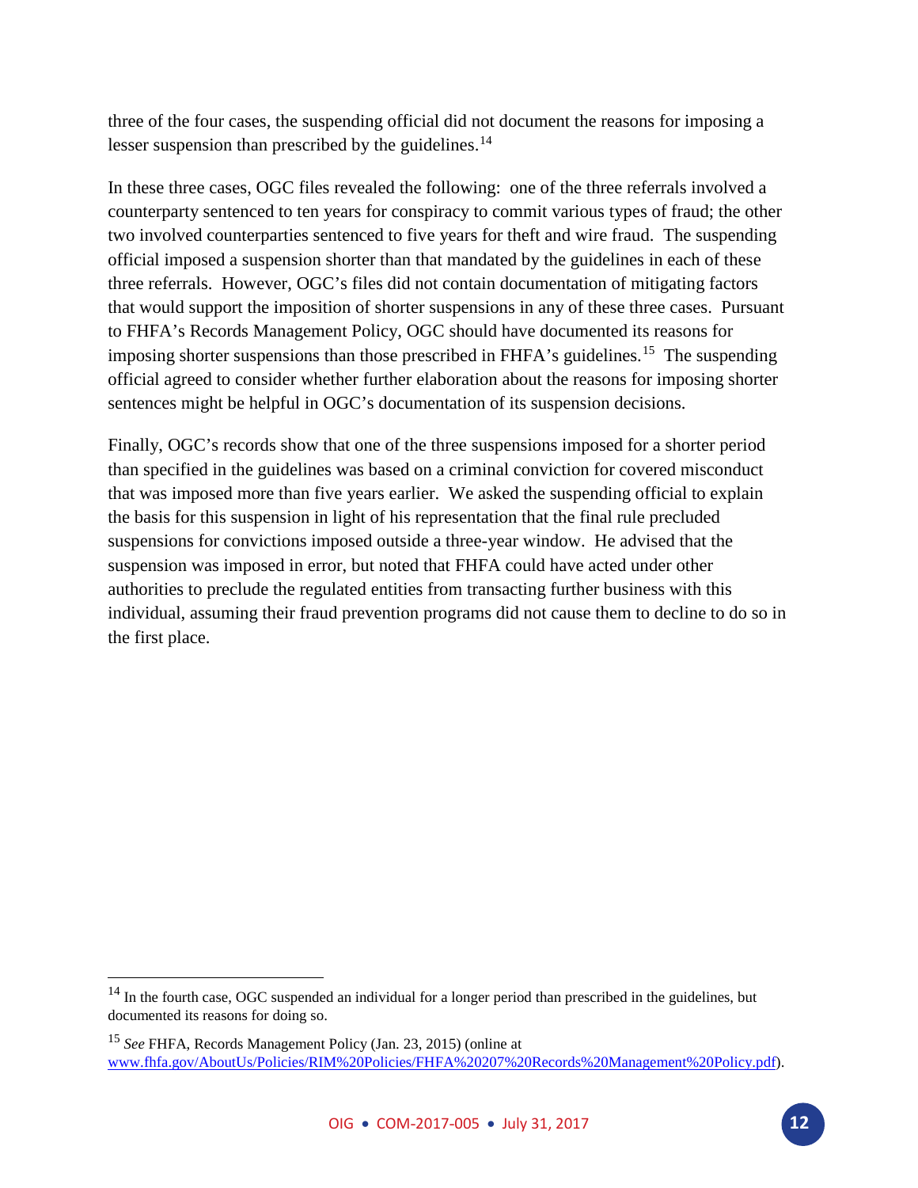three of the four cases, the suspending official did not document the reasons for imposing a lesser suspension than prescribed by the guidelines.[14]

In these three cases, OGC files revealed the following: one of the three referrals involved a counterparty sentenced to ten years for conspiracy to commit various types of fraud; the other two involved counterparties sentenced to five years for theft and wire fraud. The suspending official imposed a suspension shorter than that mandated by the guidelines in each of these three referrals. However, OGC's files did not contain documentation of mitigating factors that would support the imposition of shorter suspensions in any of these three cases. Pursuant to FHFA's Records Management Policy, OGC should have documented its reasons for imposing shorter suspensions than those prescribed in FHFA's guidelines.[15] The suspending official agreed to consider whether further elaboration about the reasons for imposing shorter sentences might be helpful in OGC's documentation of its suspension decisions.

Finally, OGC's records show that one of the three suspensions imposed for a shorter period than specified in the guidelines was based on a criminal conviction for covered misconduct that was imposed more than five years earlier. We asked the suspending official to explain the basis for this suspension in light of his representation that the final rule precluded suspensions for convictions imposed outside a three-year window. He advised that the suspension was imposed in error, but noted that FHFA could have acted under other authorities to preclude the regulated entities from transacting further business with this individual, assuming their fraud prevention programs did not cause them to decline to do so in the first place.

---

[14] In the fourth case, OGC suspended an individual for a longer period than prescribed in the guidelines, but documented its reasons for doing so.

[15] *See* FHFA, Records Management Policy (Jan. 23, 2015) (online at www.fhfa.gov/AboutUs/Policies/RIM%20Policies/FHFA%20207%20Records%20Management%20Policy.pdf).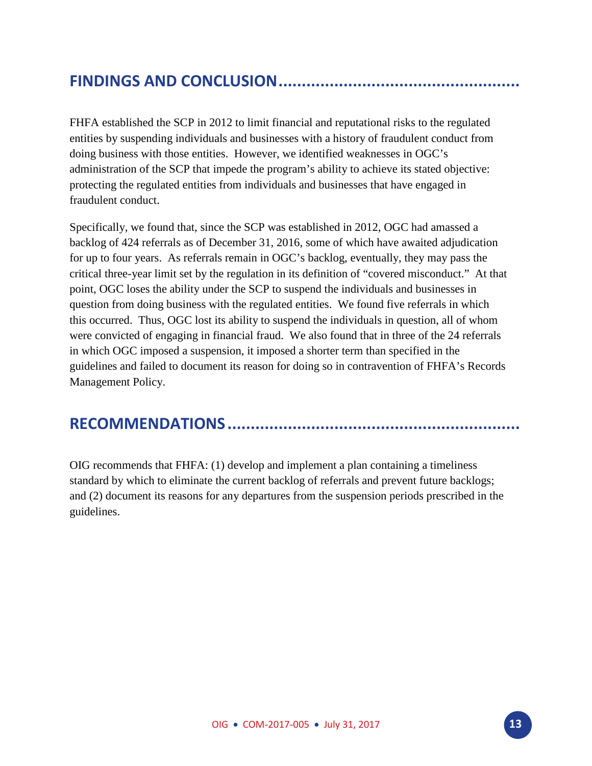## FINDINGS AND CONCLUSION

FHFA established the SCP in 2012 to limit financial and reputational risks to the regulated entities by suspending individuals and businesses with a history of fraudulent conduct from doing business with those entities. However, we identified weaknesses in OGC's administration of the SCP that impede the program's ability to achieve its stated objective: protecting the regulated entities from individuals and businesses that have engaged in fraudulent conduct.

Specifically, we found that, since the SCP was established in 2012, OGC had amassed a backlog of 424 referrals as of December 31, 2016, some of which have awaited adjudication for up to four years. As referrals remain in OGC's backlog, eventually, they may pass the critical three-year limit set by the regulation in its definition of "covered misconduct." At that point, OGC loses the ability under the SCP to suspend the individuals and businesses in question from doing business with the regulated entities. We found five referrals in which this occurred. Thus, OGC lost its ability to suspend the individuals in question, all of whom were convicted of engaging in financial fraud. We also found that in three of the 24 referrals in which OGC imposed a suspension, it imposed a shorter term than specified in the guidelines and failed to document its reason for doing so in contravention of FHFA's Records Management Policy.

## RECOMMENDATIONS

OIG recommends that FHFA: (1) develop and implement a plan containing a timeliness standard by which to eliminate the current backlog of referrals and prevent future backlogs; and (2) document its reasons for any departures from the suspension periods prescribed in the guidelines.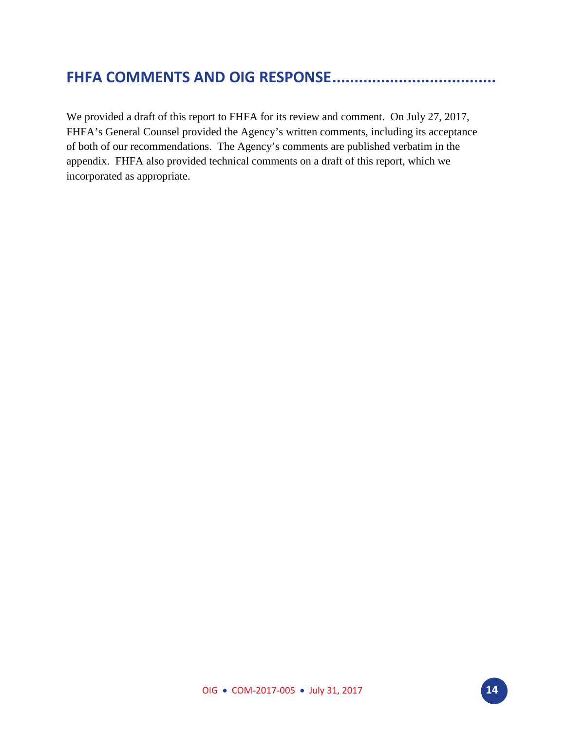## FHFA COMMENTS AND OIG RESPONSE

We provided a draft of this report to FHFA for its review and comment. On July 27, 2017, FHFA's General Counsel provided the Agency's written comments, including its acceptance of both of our recommendations. The Agency's comments are published verbatim in the appendix. FHFA also provided technical comments on a draft of this report, which we incorporated as appropriate.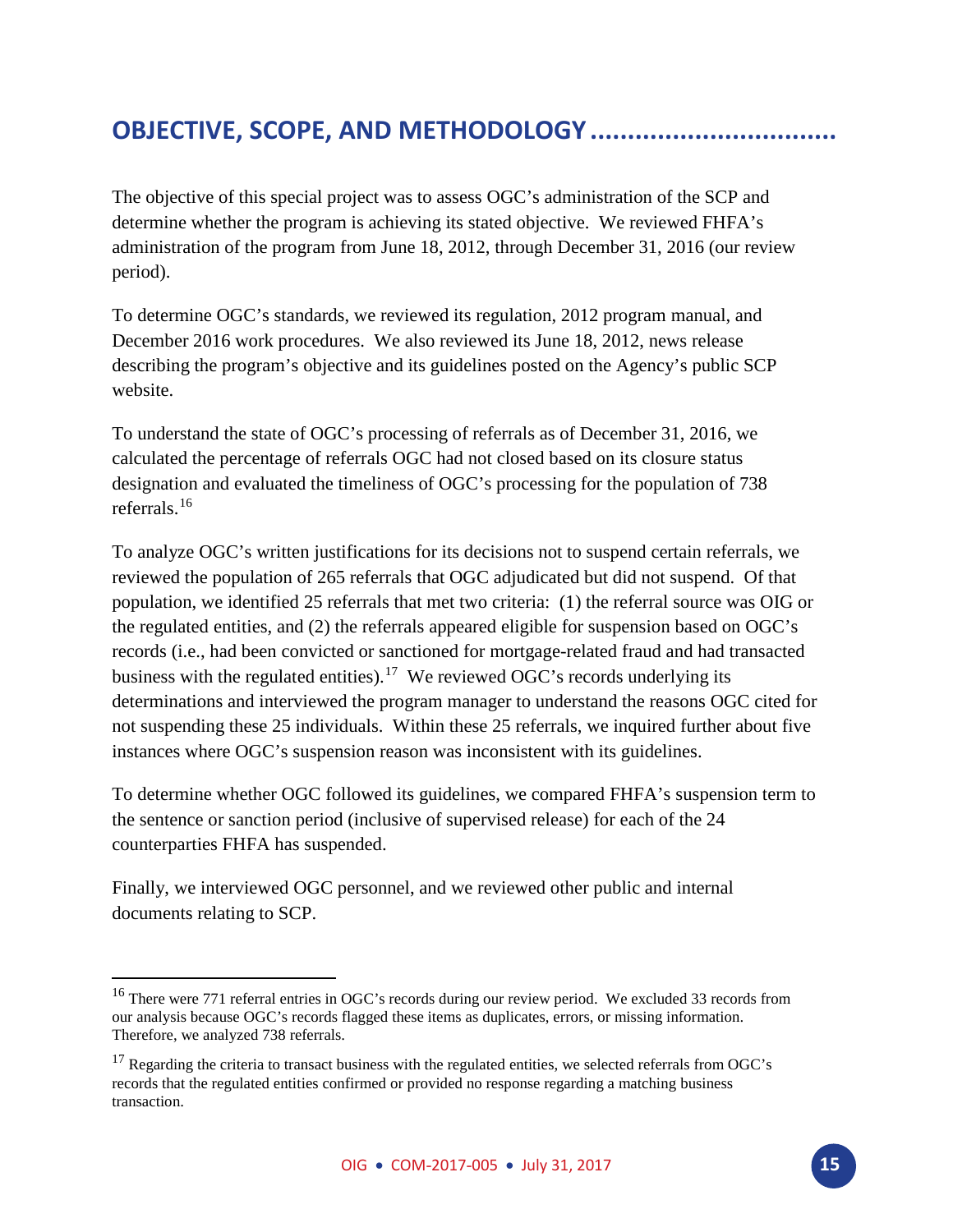## OBJECTIVE, SCOPE, AND METHODOLOGY

The objective of this special project was to assess OGC's administration of the SCP and determine whether the program is achieving its stated objective. We reviewed FHFA's administration of the program from June 18, 2012, through December 31, 2016 (our review period).

To determine OGC's standards, we reviewed its regulation, 2012 program manual, and December 2016 work procedures. We also reviewed its June 18, 2012, news release describing the program's objective and its guidelines posted on the Agency's public SCP website.

To understand the state of OGC's processing of referrals as of December 31, 2016, we calculated the percentage of referrals OGC had not closed based on its closure status designation and evaluated the timeliness of OGC's processing for the population of 738 referrals.[16]

To analyze OGC's written justifications for its decisions not to suspend certain referrals, we reviewed the population of 265 referrals that OGC adjudicated but did not suspend. Of that population, we identified 25 referrals that met two criteria: (1) the referral source was OIG or the regulated entities, and (2) the referrals appeared eligible for suspension based on OGC's records (i.e., had been convicted or sanctioned for mortgage-related fraud and had transacted business with the regulated entities).[17] We reviewed OGC's records underlying its determinations and interviewed the program manager to understand the reasons OGC cited for not suspending these 25 individuals. Within these 25 referrals, we inquired further about five instances where OGC's suspension reason was inconsistent with its guidelines.

To determine whether OGC followed its guidelines, we compared FHFA's suspension term to the sentence or sanction period (inclusive of supervised release) for each of the 24 counterparties FHFA has suspended.

Finally, we interviewed OGC personnel, and we reviewed other public and internal documents relating to SCP.

---

[16] There were 771 referral entries in OGC's records during our review period. We excluded 33 records from our analysis because OGC's records flagged these items as duplicates, errors, or missing information. Therefore, we analyzed 738 referrals.

[17] Regarding the criteria to transact business with the regulated entities, we selected referrals from OGC's records that the regulated entities confirmed or provided no response regarding a matching business transaction.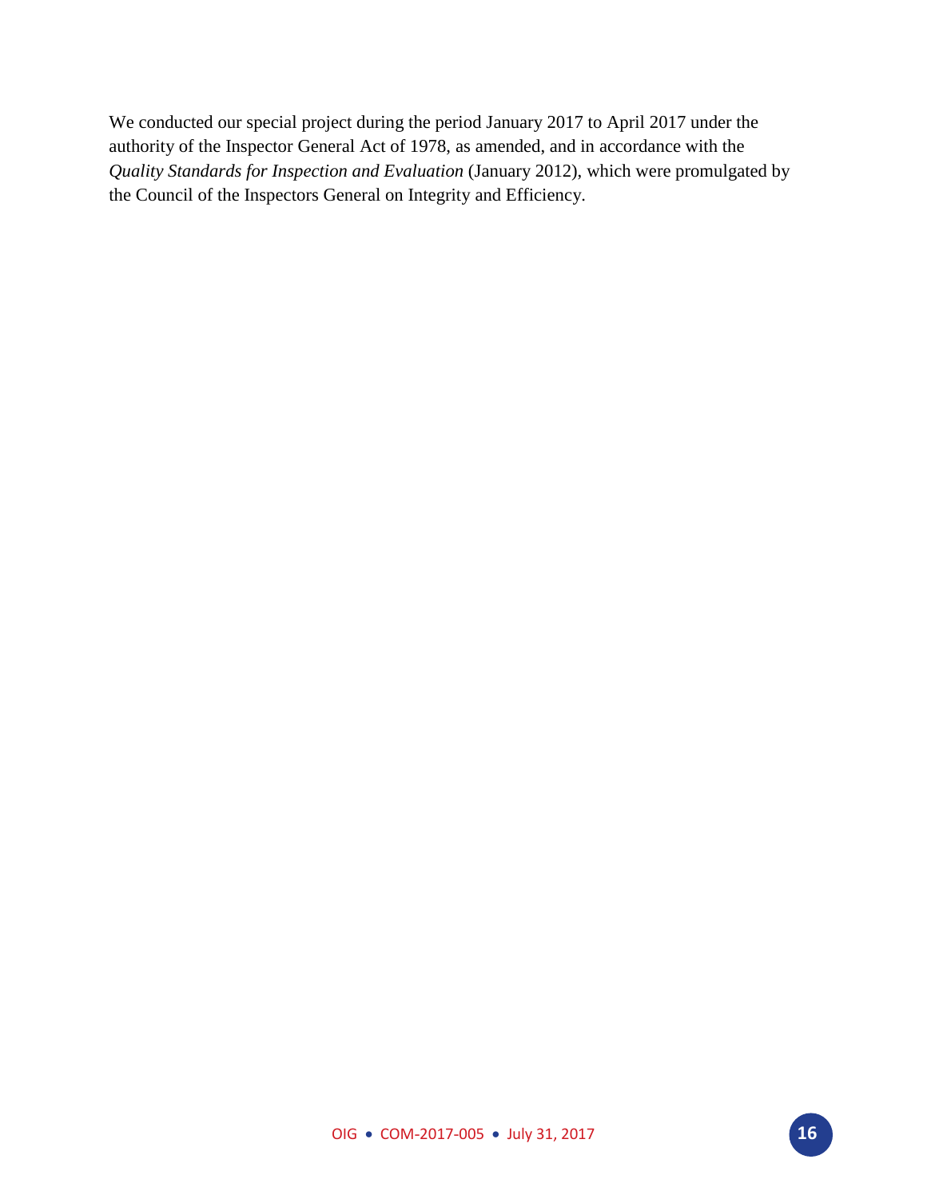We conducted our special project during the period January 2017 to April 2017 under the authority of the Inspector General Act of 1978, as amended, and in accordance with the *Quality Standards for Inspection and Evaluation* (January 2012), which were promulgated by the Council of the Inspectors General on Integrity and Efficiency.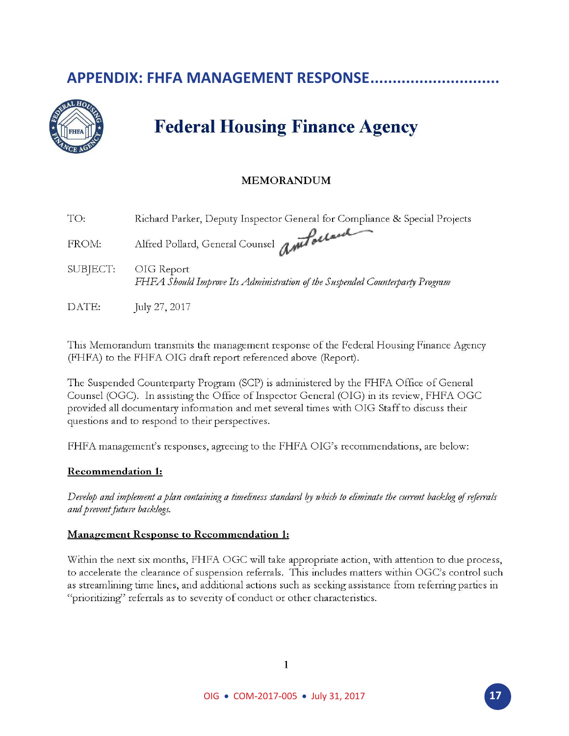## APPENDIX: FHFA MANAGEMENT RESPONSE............................

# Federal Housing Finance Agency

**MEMORANDUM**

TO: Richard Parker, Deputy Inspector General for Compliance & Special Projects

FROM: Alfred Pollard, General Counsel

SUBJECT: OIG Report
*FHFA Should Improve Its Administration of the Suspended Counterparty Program*

DATE: July 27, 2017

This Memorandum transmits the management response of the Federal Housing Finance Agency (FHFA) to the FHFA OIG draft report referenced above (Report).

The Suspended Counterparty Program (SCP) is administered by the FHFA Office of General Counsel (OGC). In assisting the Office of Inspector General (OIG) in its review, FHFA OGC provided all documentary information and met several times with OIG Staff to discuss their questions and to respond to their perspectives.

FHFA management's responses, agreeing to the FHFA OIG's recommendations, are below:

**Recommendation 1:**

*Develop and implement a plan containing a timeliness standard by which to eliminate the current backlog of referrals and prevent future backlogs.*

**Management Response to Recommendation 1:**

Within the next six months, FHFA OGC will take appropriate action, with attention to due process, to accelerate the clearance of suspension referrals. This includes matters within OGC's control such as streamlining time lines, and additional actions such as seeking assistance from referring parties in "prioritizing" referrals as to severity of conduct or other characteristics.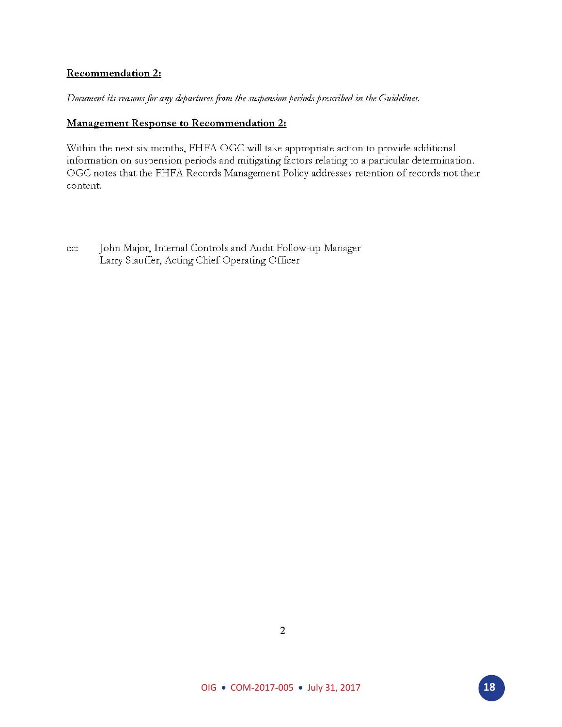**Recommendation 2:**

*Document its reasons for any departures from the suspension periods prescribed in the Guidelines.*

**Management Response to Recommendation 2:**

Within the next six months, FHFA OGC will take appropriate action to provide additional information on suspension periods and mitigating factors relating to a particular determination. OGC notes that the FHFA Records Management Policy addresses retention of records not their content.

cc: John Major, Internal Controls and Audit Follow-up Manager
Larry Stauffer, Acting Chief Operating Officer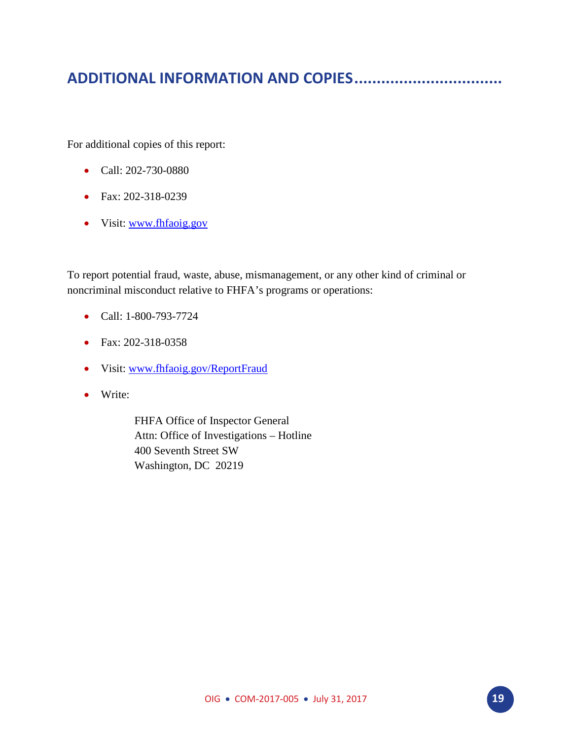## ADDITIONAL INFORMATION AND COPIES

For additional copies of this report:

- Call: 202-730-0880
- Fax: 202-318-0239
- Visit: www.fhfaoig.gov

To report potential fraud, waste, abuse, mismanagement, or any other kind of criminal or noncriminal misconduct relative to FHFA's programs or operations:

- Call: 1-800-793-7724
- Fax: 202-318-0358
- Visit: www.fhfaoig.gov/ReportFraud
- Write:

  FHFA Office of Inspector General
  Attn: Office of Investigations – Hotline
  400 Seventh Street SW
  Washington, DC 20219